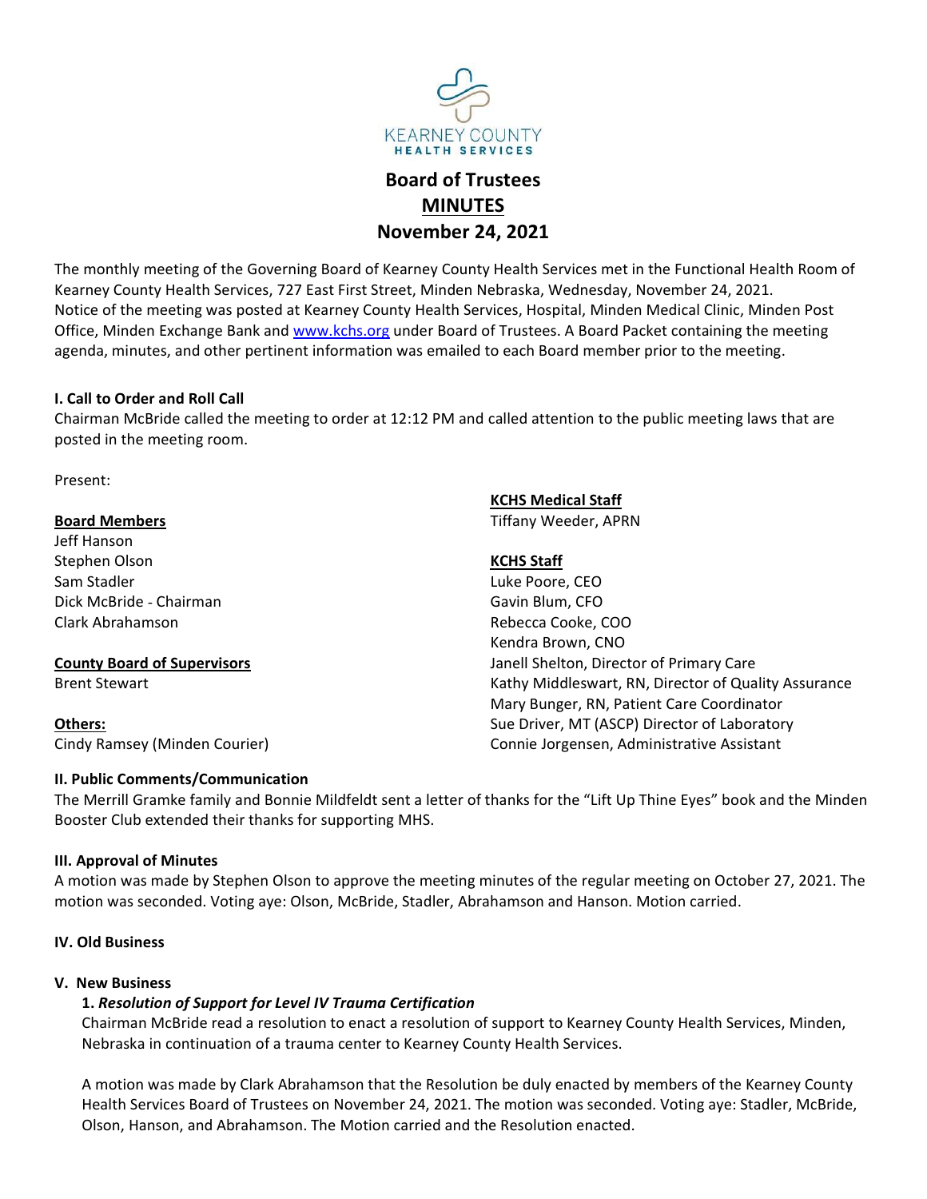KEARNEY COUNTY HEALTH SERVICES

# Board of Trustees
## MINUTES
## November 24, 2021

The monthly meeting of the Governing Board of Kearney County Health Services met in the Functional Health Room of Kearney County Health Services, 727 East First Street, Minden Nebraska, Wednesday, November 24, 2021. Notice of the meeting was posted at Kearney County Health Services, Hospital, Minden Medical Clinic, Minden Post Office, Minden Exchange Bank and www.kchs.org under Board of Trustees. A Board Packet containing the meeting agenda, minutes, and other pertinent information was emailed to each Board member prior to the meeting.

### I. Call to Order and Roll Call

Chairman McBride called the meeting to order at 12:12 PM and called attention to the public meeting laws that are posted in the meeting room.

Present:

**Board Members**
Jeff Hanson
Stephen Olson
Sam Stadler
Dick McBride - Chairman
Clark Abrahamson

**County Board of Supervisors**
Brent Stewart

**Others:**
Cindy Ramsey (Minden Courier)

**KCHS Medical Staff**
Tiffany Weeder, APRN

**KCHS Staff**
Luke Poore, CEO
Gavin Blum, CFO
Rebecca Cooke, COO
Kendra Brown, CNO
Janell Shelton, Director of Primary Care
Kathy Middleswart, RN, Director of Quality Assurance
Mary Bunger, RN, Patient Care Coordinator
Sue Driver, MT (ASCP) Director of Laboratory
Connie Jorgensen, Administrative Assistant

### II. Public Comments/Communication

The Merrill Gramke family and Bonnie Mildfeldt sent a letter of thanks for the "Lift Up Thine Eyes" book and the Minden Booster Club extended their thanks for supporting MHS.

### III. Approval of Minutes

A motion was made by Stephen Olson to approve the meeting minutes of the regular meeting on October 27, 2021. The motion was seconded. Voting aye: Olson, McBride, Stadler, Abrahamson and Hanson. Motion carried.

### IV. Old Business

### V. New Business

**1. *Resolution of Support for Level IV Trauma Certification***

Chairman McBride read a resolution to enact a resolution of support to Kearney County Health Services, Minden, Nebraska in continuation of a trauma center to Kearney County Health Services.

A motion was made by Clark Abrahamson that the Resolution be duly enacted by members of the Kearney County Health Services Board of Trustees on November 24, 2021. The motion was seconded. Voting aye: Stadler, McBride, Olson, Hanson, and Abrahamson. The Motion carried and the Resolution enacted.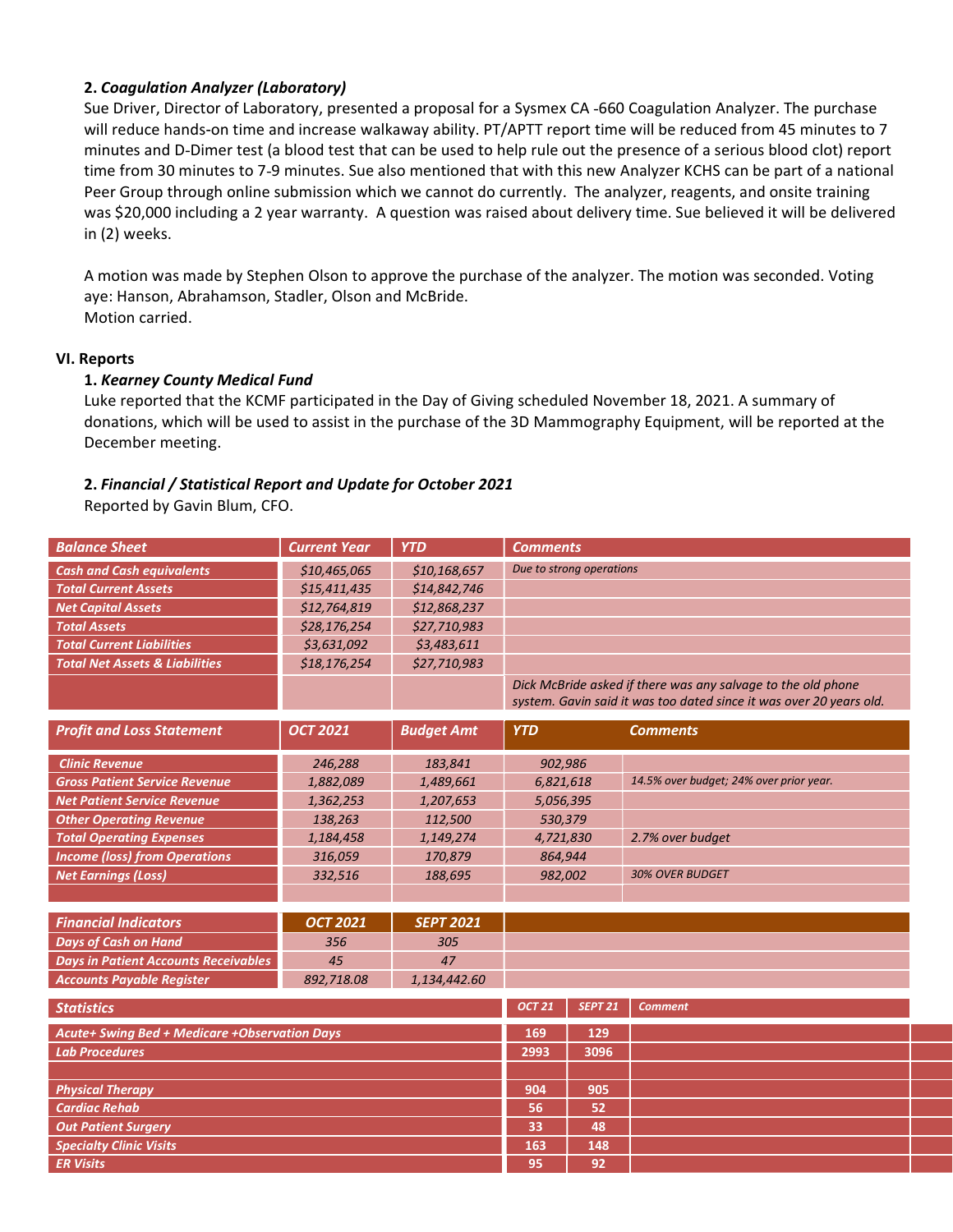**2.** ***Coagulation Analyzer (Laboratory)***

Sue Driver, Director of Laboratory, presented a proposal for a Sysmex CA -660 Coagulation Analyzer. The purchase will reduce hands-on time and increase walkaway ability. PT/APTT report time will be reduced from 45 minutes to 7 minutes and D-Dimer test (a blood test that can be used to help rule out the presence of a serious blood clot) report time from 30 minutes to 7-9 minutes. Sue also mentioned that with this new Analyzer KCHS can be part of a national Peer Group through online submission which we cannot do currently. The analyzer, reagents, and onsite training was $20,000 including a 2 year warranty. A question was raised about delivery time. Sue believed it will be delivered in (2) weeks.

A motion was made by Stephen Olson to approve the purchase of the analyzer. The motion was seconded. Voting aye: Hanson, Abrahamson, Stadler, Olson and McBride.
Motion carried.

## VI. Reports

**1.** ***Kearney County Medical Fund***

Luke reported that the KCMF participated in the Day of Giving scheduled November 18, 2021. A summary of donations, which will be used to assist in the purchase of the 3D Mammography Equipment, will be reported at the December meeting.

**2.** ***Financial / Statistical Report and Update for October 2021***

Reported by Gavin Blum, CFO.

| *Balance Sheet* | *Current Year* | *YTD* | *Comments* |
|---|---|---|---|
| *Cash and Cash equivalents* | *$10,465,065* | *$10,168,657* | *Due to strong operations* |
| *Total Current Assets* | *$15,411,435* | *$14,842,746* | |
| *Net Capital Assets* | *$12,764,819* | *$12,868,237* | |
| *Total Assets* | *$28,176,254* | *$27,710,983* | |
| *Total Current Liabilities* | *$3,631,092* | *$3,483,611* | |
| *Total Net Assets & Liabilities* | *$18,176,254* | *$27,710,983* | |
| | | | *Dick McBride asked if there was any salvage to the old phone system. Gavin said it was too dated since it was over 20 years old.* |

| *Profit and Loss Statement* | *OCT 2021* | *Budget Amt* | *YTD* | *Comments* |
|---|---|---|---|---|
| *Clinic Revenue* | *246,288* | *183,841* | *902,986* | |
| *Gross Patient Service Revenue* | *1,882,089* | *1,489,661* | *6,821,618* | *14.5% over budget; 24% over prior year.* |
| *Net Patient Service Revenue* | *1,362,253* | *1,207,653* | *5,056,395* | |
| *Other Operating Revenue* | *138,263* | *112,500* | *530,379* | |
| *Total Operating Expenses* | *1,184,458* | *1,149,274* | *4,721,830* | *2.7% over budget* |
| *Income (loss) from Operations* | *316,059* | *170,879* | *864,944* | |
| *Net Earnings (Loss)* | *332,516* | *188,695* | *982,002* | *30% OVER BUDGET* |
| | | | | |

| *Financial Indicators* | *OCT 2021* | *SEPT 2021* |
|---|---|---|
| *Days of Cash on Hand* | *356* | *305* |
| *Days in Patient Accounts Receivables* | *45* | *47* |
| *Accounts Payable Register* | *892,718.08* | *1,134,442.60* |

| *Statistics* | *OCT 21* | *SEPT 21* | *Comment* |
|---|---|---|---|
| *Acute+ Swing Bed + Medicare +Observation Days* | 169 | 129 | |
| *Lab Procedures* | 2993 | 3096 | |
| | | | |
| *Physical Therapy* | 904 | 905 | |
| *Cardiac Rehab* | 56 | 52 | |
| *Out Patient Surgery* | 33 | 48 | |
| *Specialty Clinic Visits* | 163 | 148 | |
| *ER Visits* | 95 | 92 | |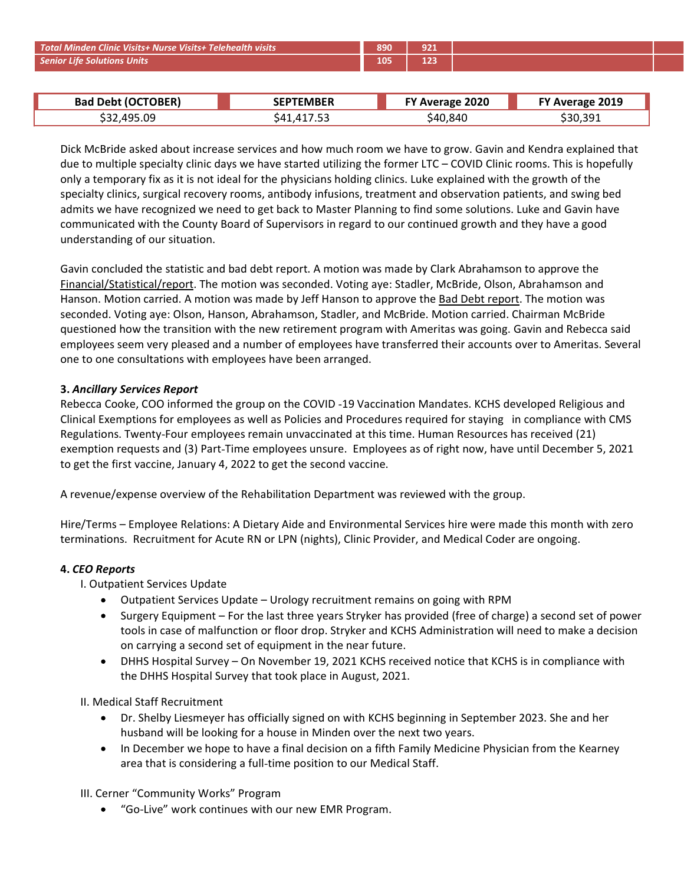| | | | | |
|---|---|---|---|---|
| ***Total Minden Clinic Visits+ Nurse Visits+ Telehealth visits*** | **890** | **921** | | |
| ***Senior Life Solutions Units*** | **105** | **123** | | |

| Bad Debt (OCTOBER) | SEPTEMBER | FY Average 2020 | FY Average 2019 |
|---|---|---|---|
| $32,495.09 | $41,417.53 | $40,840 | $30,391 |

Dick McBride asked about increase services and how much room we have to grow. Gavin and Kendra explained that due to multiple specialty clinic days we have started utilizing the former LTC – COVID Clinic rooms. This is hopefully only a temporary fix as it is not ideal for the physicians holding clinics. Luke explained with the growth of the specialty clinics, surgical recovery rooms, antibody infusions, treatment and observation patients, and swing bed admits we have recognized we need to get back to Master Planning to find some solutions. Luke and Gavin have communicated with the County Board of Supervisors in regard to our continued growth and they have a good understanding of our situation.

Gavin concluded the statistic and bad debt report. A motion was made by Clark Abrahamson to approve the Financial/Statistical/report. The motion was seconded. Voting aye: Stadler, McBride, Olson, Abrahamson and Hanson. Motion carried. A motion was made by Jeff Hanson to approve the Bad Debt report. The motion was seconded. Voting aye: Olson, Hanson, Abrahamson, Stadler, and McBride. Motion carried. Chairman McBride questioned how the transition with the new retirement program with Ameritas was going. Gavin and Rebecca said employees seem very pleased and a number of employees have transferred their accounts over to Ameritas. Several one to one consultations with employees have been arranged.

**3. *Ancillary Services Report***

Rebecca Cooke, COO informed the group on the COVID -19 Vaccination Mandates. KCHS developed Religious and Clinical Exemptions for employees as well as Policies and Procedures required for staying in compliance with CMS Regulations. Twenty-Four employees remain unvaccinated at this time. Human Resources has received (21) exemption requests and (3) Part-Time employees unsure. Employees as of right now, have until December 5, 2021 to get the first vaccine, January 4, 2022 to get the second vaccine.

A revenue/expense overview of the Rehabilitation Department was reviewed with the group.

Hire/Terms – Employee Relations: A Dietary Aide and Environmental Services hire were made this month with zero terminations. Recruitment for Acute RN or LPN (nights), Clinic Provider, and Medical Coder are ongoing.

**4. *CEO Reports***

I. Outpatient Services Update

- Outpatient Services Update – Urology recruitment remains on going with RPM
- Surgery Equipment – For the last three years Stryker has provided (free of charge) a second set of power tools in case of malfunction or floor drop. Stryker and KCHS Administration will need to make a decision on carrying a second set of equipment in the near future.
- DHHS Hospital Survey – On November 19, 2021 KCHS received notice that KCHS is in compliance with the DHHS Hospital Survey that took place in August, 2021.

II. Medical Staff Recruitment

- Dr. Shelby Liesmeyer has officially signed on with KCHS beginning in September 2023. She and her husband will be looking for a house in Minden over the next two years.
- In December we hope to have a final decision on a fifth Family Medicine Physician from the Kearney area that is considering a full-time position to our Medical Staff.

III. Cerner "Community Works" Program

- "Go-Live" work continues with our new EMR Program.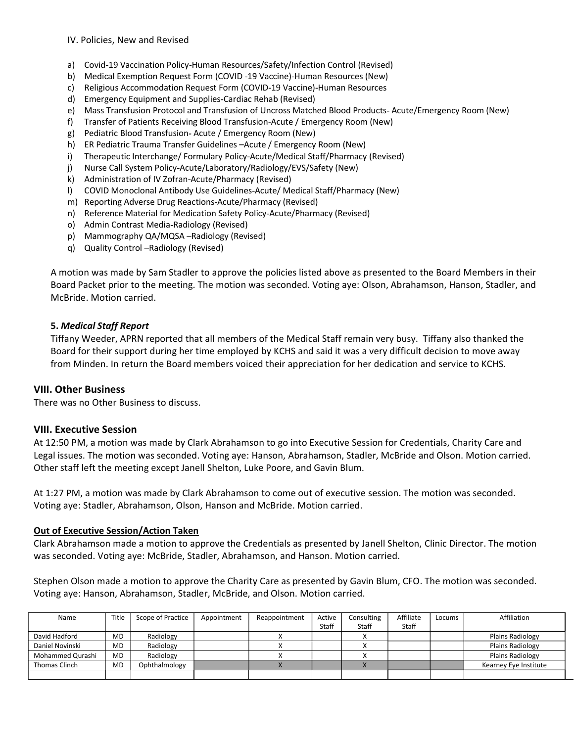IV. Policies, New and Revised

a) Covid-19 Vaccination Policy-Human Resources/Safety/Infection Control (Revised)
b) Medical Exemption Request Form (COVID -19 Vaccine)-Human Resources (New)
c) Religious Accommodation Request Form (COVID-19 Vaccine)-Human Resources
d) Emergency Equipment and Supplies-Cardiac Rehab (Revised)
e) Mass Transfusion Protocol and Transfusion of Uncross Matched Blood Products- Acute/Emergency Room (New)
f) Transfer of Patients Receiving Blood Transfusion-Acute / Emergency Room (New)
g) Pediatric Blood Transfusion- Acute / Emergency Room (New)
h) ER Pediatric Trauma Transfer Guidelines –Acute / Emergency Room (New)
i) Therapeutic Interchange/ Formulary Policy-Acute/Medical Staff/Pharmacy (Revised)
j) Nurse Call System Policy-Acute/Laboratory/Radiology/EVS/Safety (New)
k) Administration of IV Zofran-Acute/Pharmacy (Revised)
l) COVID Monoclonal Antibody Use Guidelines-Acute/ Medical Staff/Pharmacy (New)
m) Reporting Adverse Drug Reactions-Acute/Pharmacy (Revised)
n) Reference Material for Medication Safety Policy-Acute/Pharmacy (Revised)
o) Admin Contrast Media-Radiology (Revised)
p) Mammography QA/MQSA –Radiology (Revised)
q) Quality Control –Radiology (Revised)

A motion was made by Sam Stadler to approve the policies listed above as presented to the Board Members in their Board Packet prior to the meeting. The motion was seconded. Voting aye: Olson, Abrahamson, Hanson, Stadler, and McBride. Motion carried.

**5. *Medical Staff Report***

Tiffany Weeder, APRN reported that all members of the Medical Staff remain very busy. Tiffany also thanked the Board for their support during her time employed by KCHS and said it was a very difficult decision to move away from Minden. In return the Board members voiced their appreciation for her dedication and service to KCHS.

## VIII. Other Business

There was no Other Business to discuss.

## VIII. Executive Session

At 12:50 PM, a motion was made by Clark Abrahamson to go into Executive Session for Credentials, Charity Care and Legal issues. The motion was seconded. Voting aye: Hanson, Abrahamson, Stadler, McBride and Olson. Motion carried. Other staff left the meeting except Janell Shelton, Luke Poore, and Gavin Blum.

At 1:27 PM, a motion was made by Clark Abrahamson to come out of executive session. The motion was seconded. Voting aye: Stadler, Abrahamson, Olson, Hanson and McBride. Motion carried.

**Out of Executive Session/Action Taken**

Clark Abrahamson made a motion to approve the Credentials as presented by Janell Shelton, Clinic Director. The motion was seconded. Voting aye: McBride, Stadler, Abrahamson, and Hanson. Motion carried.

Stephen Olson made a motion to approve the Charity Care as presented by Gavin Blum, CFO. The motion was seconded. Voting aye: Hanson, Abrahamson, Stadler, McBride, and Olson. Motion carried.

| Name | Title | Scope of Practice | Appointment | Reappointment | Active Staff | Consulting Staff | Affiliate Staff | Locums | Affiliation |
|---|---|---|---|---|---|---|---|---|---|
| David Hadford | MD | Radiology | | X | | X | | | Plains Radiology |
| Daniel Novinski | MD | Radiology | | X | | X | | | Plains Radiology |
| Mohammed Qurashi | MD | Radiology | | X | | X | | | Plains Radiology |
| Thomas Clinch | MD | Ophthalmology | | X | | X | | | Kearney Eye Institute |
| | | | | | | | | | |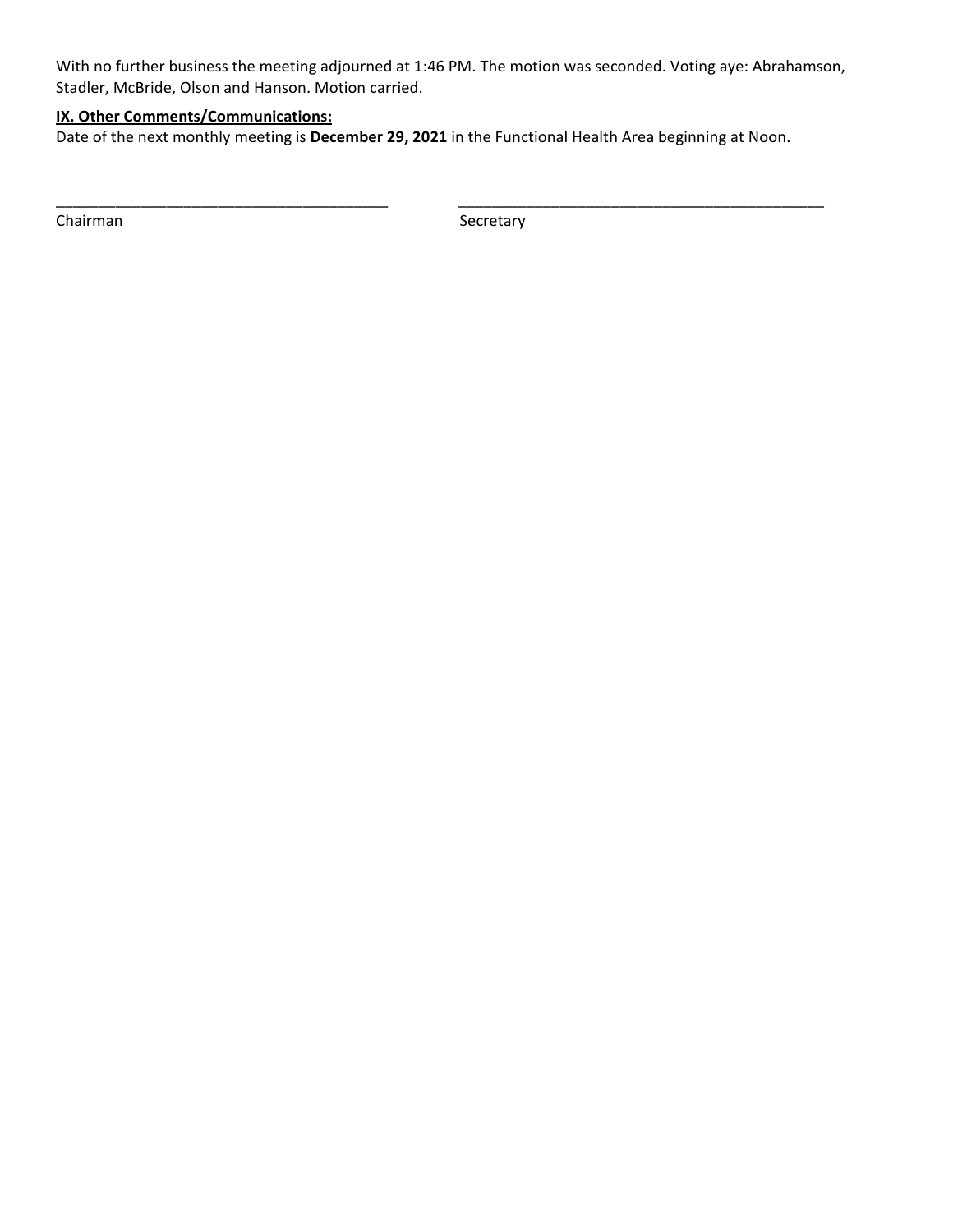With no further business the meeting adjourned at 1:46 PM. The motion was seconded. Voting aye: Abrahamson, Stadler, McBride, Olson and Hanson. Motion carried.

**IX. Other Comments/Communications:**

Date of the next monthly meeting is **December 29, 2021** in the Functional Health Area beginning at Noon.

_______________________________________ _____________________________________________

Chairman Secretary